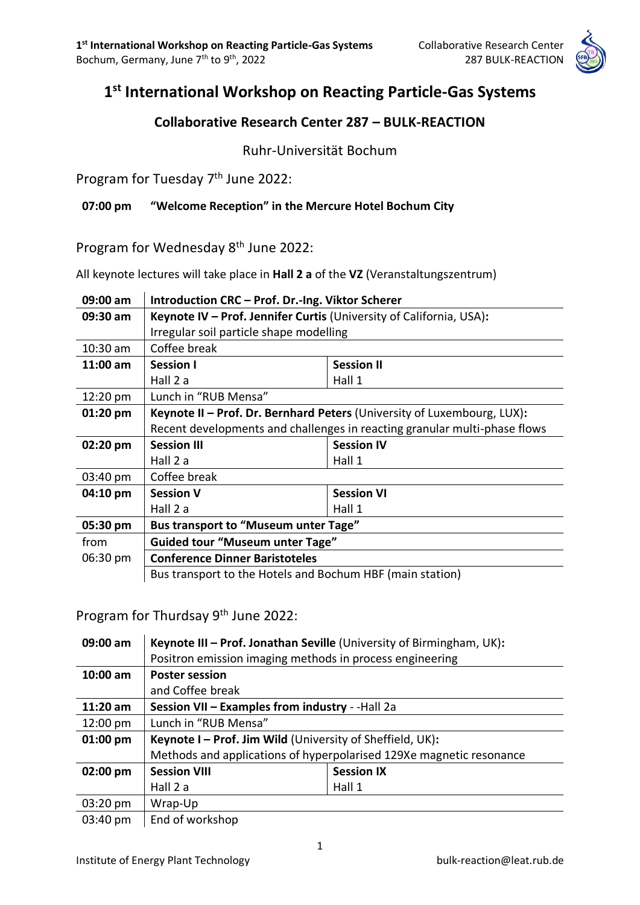# 1st International Workshop on Reacting Particle-Gas Systems

## Collaborative Research Center 287 – BULK-REACTION

Ruhr-Universität Bochum

### Program for Tuesday 7th June 2022:

**07:00 pm "Welcome Reception" in the Mercure Hotel Bochum City**

### Program for Wednesday 8th June 2022:

All keynote lectures will take place in **Hall 2 a** of the **VZ** (Veranstaltungszentrum)

| | | |
|---|---|---|
| **09:00 am** | **Introduction CRC – Prof. Dr.-Ing. Viktor Scherer** | |
| **09:30 am** | **Keynote IV – Prof. Jennifer Curtis** (University of California, USA)**:** Irregular soil particle shape modelling | |
| 10:30 am | Coffee break | |
| **11:00 am** | **Session I** Hall 2 a | **Session II** Hall 1 |
| 12:20 pm | Lunch in "RUB Mensa" | |
| **01:20 pm** | **Keynote II – Prof. Dr. Bernhard Peters** (University of Luxembourg, LUX)**:** Recent developments and challenges in reacting granular multi-phase flows | |
| **02:20 pm** | **Session III** Hall 2 a | **Session IV** Hall 1 |
| 03:40 pm | Coffee break | |
| **04:10 pm** | **Session V** Hall 2 a | **Session VI** Hall 1 |
| **05:30 pm** | **Bus transport to "Museum unter Tage"** | |
| from 06:30 pm | **Guided tour "Museum unter Tage"** | |
| | **Conference Dinner Baristoteles** | |
| | Bus transport to the Hotels and Bochum HBF (main station) | |

### Program for Thurdsay 9th June 2022:

| | | |
|---|---|---|
| **09:00 am** | **Keynote III – Prof. Jonathan Seville** (University of Birmingham, UK)**:** Positron emission imaging methods in process engineering | |
| **10:00 am** | **Poster session** and Coffee break | |
| **11:20 am** | **Session VII – Examples from industry** - -Hall 2a | |
| 12:00 pm | Lunch in "RUB Mensa" | |
| **01:00 pm** | **Keynote I – Prof. Jim Wild** (University of Sheffield, UK)**:** Methods and applications of hyperpolarised 129Xe magnetic resonance | |
| **02:00 pm** | **Session VIII** Hall 2 a | **Session IX** Hall 1 |
| 03:20 pm | Wrap-Up | |
| 03:40 pm | End of workshop | |

Institute of Energy Plant Technology bulk-reaction@leat.rub.de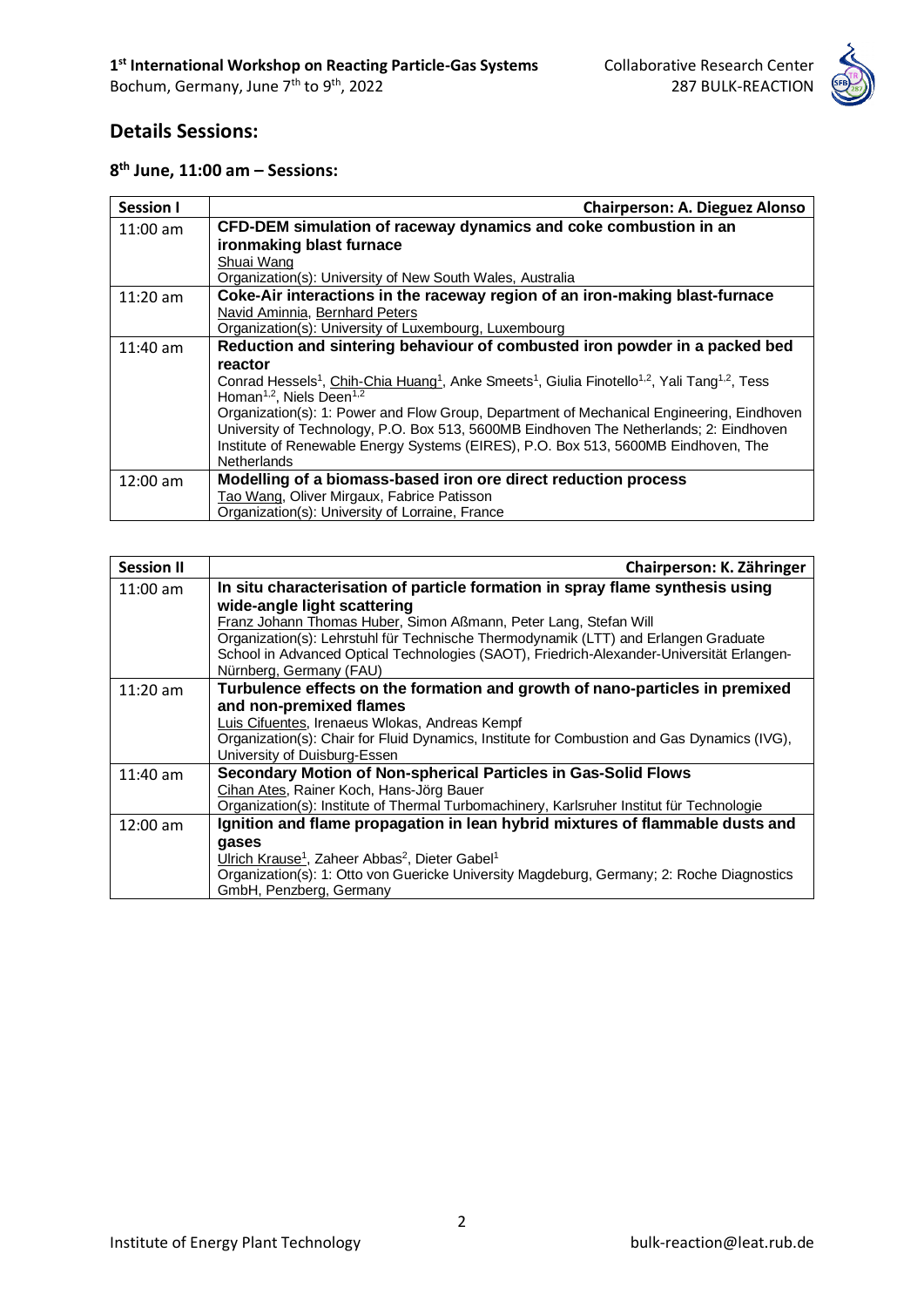## Details Sessions:

### 8th June, 11:00 am – Sessions:

| Session I | Chairperson: A. Dieguez Alonso |
|---|---|
| 11:00 am | **CFD-DEM simulation of raceway dynamics and coke combustion in an ironmaking blast furnace**<br>Shuai Wang<br>Organization(s): University of New South Wales, Australia |
| 11:20 am | **Coke-Air interactions in the raceway region of an iron-making blast-furnace**<br>Navid Aminnia, Bernhard Peters<br>Organization(s): University of Luxembourg, Luxembourg |
| 11:40 am | **Reduction and sintering behaviour of combusted iron powder in a packed bed reactor**<br>Conrad Hessels[1], Chih-Chia Huang[1], Anke Smeets[1], Giulia Finotello[1,2], Yali Tang[1,2], Tess Homan[1,2], Niels Deen[1,2]<br>Organization(s): 1: Power and Flow Group, Department of Mechanical Engineering, Eindhoven University of Technology, P.O. Box 513, 5600MB Eindhoven The Netherlands; 2: Eindhoven Institute of Renewable Energy Systems (EIRES), P.O. Box 513, 5600MB Eindhoven, The Netherlands |
| 12:00 am | **Modelling of a biomass-based iron ore direct reduction process**<br>Tao Wang, Oliver Mirgaux, Fabrice Patisson<br>Organization(s): University of Lorraine, France |

| Session II | Chairperson: K. Zähringer |
|---|---|
| 11:00 am | **In situ characterisation of particle formation in spray flame synthesis using wide-angle light scattering**<br>Franz Johann Thomas Huber, Simon Aßmann, Peter Lang, Stefan Will<br>Organization(s): Lehrstuhl für Technische Thermodynamik (LTT) and Erlangen Graduate School in Advanced Optical Technologies (SAOT), Friedrich-Alexander-Universität Erlangen-Nürnberg, Germany (FAU) |
| 11:20 am | **Turbulence effects on the formation and growth of nano-particles in premixed and non-premixed flames**<br>Luis Cifuentes, Irenaeus Wlokas, Andreas Kempf<br>Organization(s): Chair for Fluid Dynamics, Institute for Combustion and Gas Dynamics (IVG), University of Duisburg-Essen |
| 11:40 am | **Secondary Motion of Non-spherical Particles in Gas-Solid Flows**<br>Cihan Ates, Rainer Koch, Hans-Jörg Bauer<br>Organization(s): Institute of Thermal Turbomachinery, Karlsruher Institut für Technologie |
| 12:00 am | **Ignition and flame propagation in lean hybrid mixtures of flammable dusts and gases**<br>Ulrich Krause[1], Zaheer Abbas[2], Dieter Gabel[1]<br>Organization(s): 1: Otto von Guericke University Magdeburg, Germany; 2: Roche Diagnostics GmbH, Penzberg, Germany |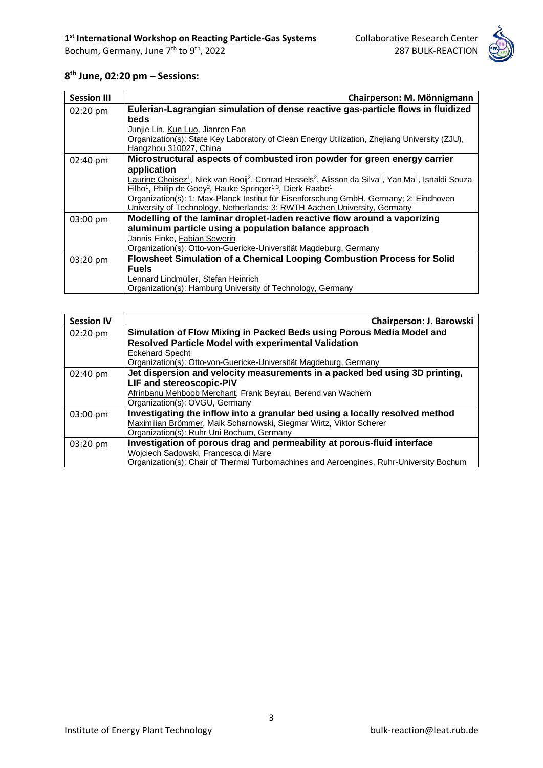## 8th June, 02:20 pm – Sessions:

| Session III | Chairperson: M. Mönnigmann |
|---|---|
| 02:20 pm | **Eulerian-Lagrangian simulation of dense reactive gas-particle flows in fluidized beds**<br>Junjie Lin, Kun Luo, Jianren Fan<br>Organization(s): State Key Laboratory of Clean Energy Utilization, Zhejiang University (ZJU), Hangzhou 310027, China |
| 02:40 pm | **Microstructural aspects of combusted iron powder for green energy carrier application**<br>Laurine Choisez[1], Niek van Rooij[2], Conrad Hessels[2], Alisson da Silva[1], Yan Ma[1], Isnaldi Souza Filho[1], Philip de Goey[2], Hauke Springer[1,3], Dierk Raabe[1]<br>Organization(s): 1: Max-Planck Institut für Eisenforschung GmbH, Germany; 2: Eindhoven University of Technology, Netherlands; 3: RWTH Aachen University, Germany |
| 03:00 pm | **Modelling of the laminar droplet-laden reactive flow around a vaporizing aluminum particle using a population balance approach**<br>Jannis Finke, Fabian Sewerin<br>Organization(s): Otto-von-Guericke-Universität Magdeburg, Germany |
| 03:20 pm | **Flowsheet Simulation of a Chemical Looping Combustion Process for Solid Fuels**<br>Lennard Lindmüller, Stefan Heinrich<br>Organization(s): Hamburg University of Technology, Germany |

| Session IV | Chairperson: J. Barowski |
|---|---|
| 02:20 pm | **Simulation of Flow Mixing in Packed Beds using Porous Media Model and Resolved Particle Model with experimental Validation**<br>Eckehard Specht<br>Organization(s): Otto-von-Guericke-Universität Magdeburg, Germany |
| 02:40 pm | **Jet dispersion and velocity measurements in a packed bed using 3D printing, LIF and stereoscopic-PIV**<br>Afrinbanu Mehboob Merchant, Frank Beyrau, Berend van Wachem<br>Organization(s): OVGU, Germany |
| 03:00 pm | **Investigating the inflow into a granular bed using a locally resolved method**<br>Maximilian Brömmer, Maik Scharnowski, Siegmar Wirtz, Viktor Scherer<br>Organization(s): Ruhr Uni Bochum, Germany |
| 03:20 pm | **Investigation of porous drag and permeability at porous-fluid interface**<br>Wojciech Sadowski, Francesca di Mare<br>Organization(s): Chair of Thermal Turbomachines and Aeroengines, Ruhr-University Bochum |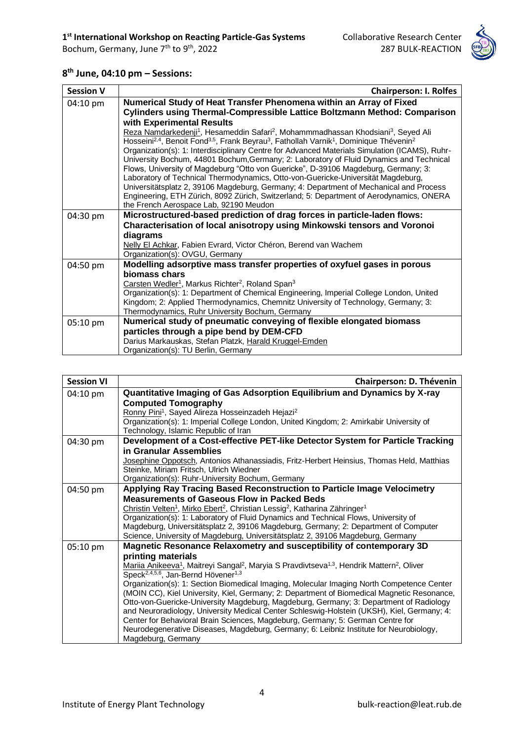## 8th June, 04:10 pm – Sessions:

| Session V | Chairperson: I. Rolfes |
|---|---|
| 04:10 pm | **Numerical Study of Heat Transfer Phenomena within an Array of Fixed Cylinders using Thermal-Compressible Lattice Boltzmann Method: Comparison with Experimental Results**<br>Reza Namdarkedenji[1], Hesameddin Safari[2], Mohammmadhassan Khodsiani[3], Seyed Ali Hosseini[2,4], Benoit Fond[3,5], Frank Beyrau[3], Fathollah Varnik[1], Dominique Thévenin[2]<br>Organization(s): 1: Interdisciplinary Centre for Advanced Materials Simulation (ICAMS), Ruhr-University Bochum, 44801 Bochum,Germany; 2: Laboratory of Fluid Dynamics and Technical Flows, University of Magdeburg "Otto von Guericke", D-39106 Magdeburg, Germany; 3: Laboratory of Technical Thermodynamics, Otto-von-Guericke-Universität Magdeburg, Universitätsplatz 2, 39106 Magdeburg, Germany; 4: Department of Mechanical and Process Engineering, ETH Zürich, 8092 Zürich, Switzerland; 5: Department of Aerodynamics, ONERA the French Aerospace Lab, 92190 Meudon |
| 04:30 pm | **Microstructured-based prediction of drag forces in particle-laden flows: Characterisation of local anisotropy using Minkowski tensors and Voronoi diagrams**<br>Nelly El Achkar, Fabien Evrard, Victor Chéron, Berend van Wachem<br>Organization(s): OVGU, Germany |
| 04:50 pm | **Modelling adsorptive mass transfer properties of oxyfuel gases in porous biomass chars**<br>Carsten Wedler[1], Markus Richter[2], Roland Span[3]<br>Organization(s): 1: Department of Chemical Engineering, Imperial College London, United Kingdom; 2: Applied Thermodynamics, Chemnitz University of Technology, Germany; 3: Thermodynamics, Ruhr University Bochum, Germany |
| 05:10 pm | **Numerical study of pneumatic conveying of flexible elongated biomass particles through a pipe bend by DEM-CFD**<br>Darius Markauskas, Stefan Platzk, Harald Kruggel-Emden<br>Organization(s): TU Berlin, Germany |

| Session VI | Chairperson: D. Thévenin |
|---|---|
| 04:10 pm | **Quantitative Imaging of Gas Adsorption Equilibrium and Dynamics by X-ray Computed Tomography**<br>Ronny Pini[1], Sayed Alireza Hosseinzadeh Hejazi[2]<br>Organization(s): 1: Imperial College London, United Kingdom; 2: Amirkabir University of Technology, Islamic Republic of Iran |
| 04:30 pm | **Development of a Cost-effective PET-like Detector System for Particle Tracking in Granular Assemblies**<br>Josephine Oppotsch, Antonios Athanassiadis, Fritz-Herbert Heinsius, Thomas Held, Matthias Steinke, Miriam Fritsch, Ulrich Wiedner<br>Organization(s): Ruhr-University Bochum, Germany |
| 04:50 pm | **Applying Ray Tracing Based Reconstruction to Particle Image Velocimetry Measurements of Gaseous Flow in Packed Beds**<br>Christin Velten[1], Mirko Ebert[2], Christian Lessig[2], Katharina Zähringer[1]<br>Organization(s): 1: Laboratory of Fluid Dynamics and Technical Flows, University of Magdeburg, Universitätsplatz 2, 39106 Magdeburg, Germany; 2: Department of Computer Science, University of Magdeburg, Universitätsplatz 2, 39106 Magdeburg, Germany |
| 05:10 pm | **Magnetic Resonance Relaxometry and susceptibility of contemporary 3D printing materials**<br>Mariia Anikeeva[1], Maitreyi Sangal[2], Maryia S Pravdivtseva[1,3], Hendrik Mattern[2], Oliver Speck[2,4,5,6], Jan-Bernd Hövener[1,3]<br>Organization(s): 1: Section Biomedical Imaging, Molecular Imaging North Competence Center (MOIN CC), Kiel University, Kiel, Germany; 2: Department of Biomedical Magnetic Resonance, Otto-von-Guericke-University Magdeburg, Magdeburg, Germany; 3: Department of Radiology and Neuroradiology, University Medical Center Schleswig-Holstein (UKSH), Kiel, Germany; 4: Center for Behavioral Brain Sciences, Magdeburg, Germany; 5: German Centre for Neurodegenerative Diseases, Magdeburg, Germany; 6: Leibniz Institute for Neurobiology, Magdeburg, Germany |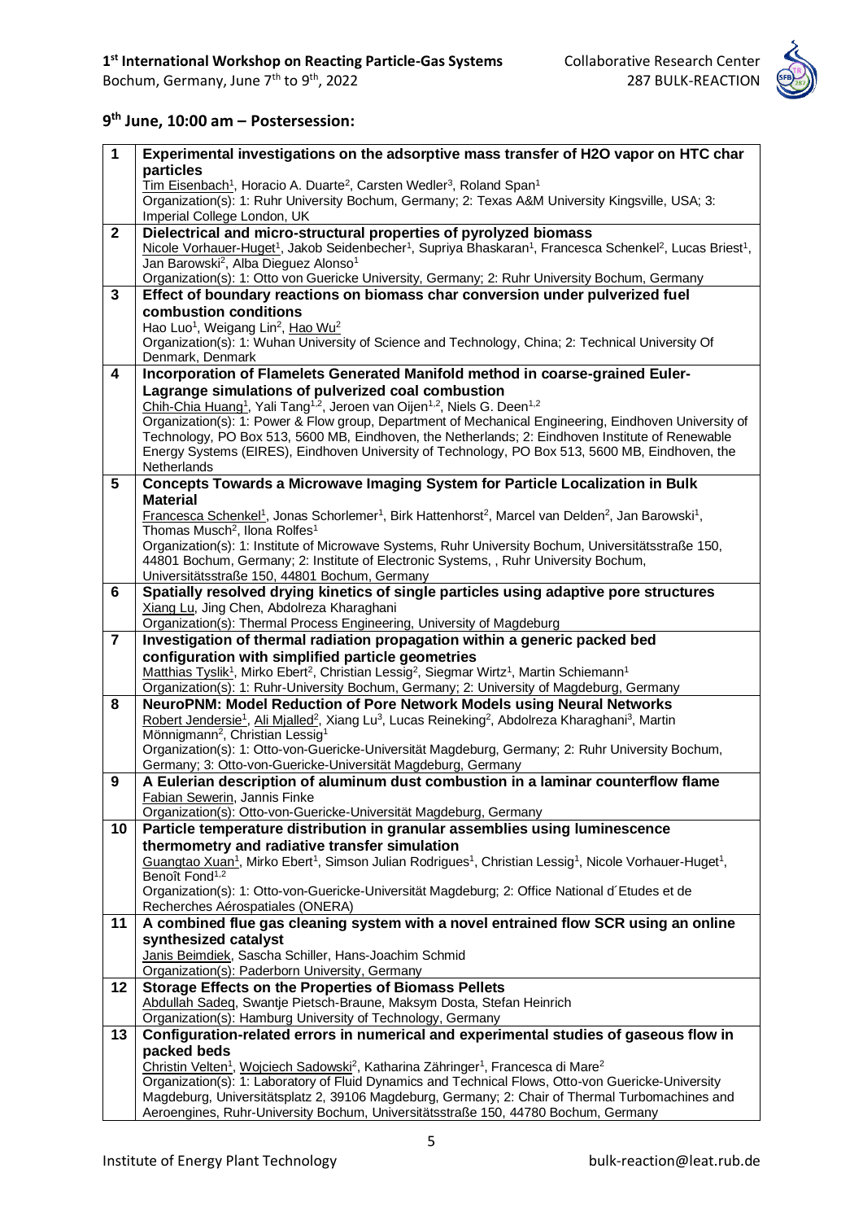## 9th June, 10:00 am – Postersession:

| | |
|---|---|
| **1** | **Experimental investigations on the adsorptive mass transfer of $H_2O$ vapor on HTC char particles**<br>Tim Eisenbach[1], Horacio A. Duarte[2], Carsten Wedler[3], Roland Span[1]<br>Organization(s): 1: Ruhr University Bochum, Germany; 2: Texas A&M University Kingsville, USA; 3: Imperial College London, UK |
| **2** | **Dielectrical and micro-structural properties of pyrolyzed biomass**<br>Nicole Vorhauer-Huget[1], Jakob Seidenbecher[1], Supriya Bhaskaran[1], Francesca Schenkel[2], Lucas Briest[1], Jan Barowski[2], Alba Dieguez Alonso[1]<br>Organization(s): 1: Otto von Guericke University, Germany; 2: Ruhr University Bochum, Germany |
| **3** | **Effect of boundary reactions on biomass char conversion under pulverized fuel combustion conditions**<br>Hao Luo[1], Weigang Lin[2], Hao Wu[2]<br>Organization(s): 1: Wuhan University of Science and Technology, China; 2: Technical University Of Denmark, Denmark |
| **4** | **Incorporation of Flamelets Generated Manifold method in coarse-grained Euler-Lagrange simulations of pulverized coal combustion**<br>Chih-Chia Huang[1], Yali Tang[1,2], Jeroen van Oijen[1,2], Niels G. Deen[1,2]<br>Organization(s): 1: Power & Flow group, Department of Mechanical Engineering, Eindhoven University of Technology, PO Box 513, 5600 MB, Eindhoven, the Netherlands; 2: Eindhoven Institute of Renewable Energy Systems (EIRES), Eindhoven University of Technology, PO Box 513, 5600 MB, Eindhoven, the Netherlands |
| **5** | **Concepts Towards a Microwave Imaging System for Particle Localization in Bulk Material**<br>Francesca Schenkel[1], Jonas Schorlemer[1], Birk Hattenhorst[2], Marcel van Delden[2], Jan Barowski[1], Thomas Musch[2], Ilona Rolfes[1]<br>Organization(s): 1: Institute of Microwave Systems, Ruhr University Bochum, Universitätsstraße 150, 44801 Bochum, Germany; 2: Institute of Electronic Systems, , Ruhr University Bochum, Universitätsstraße 150, 44801 Bochum, Germany |
| **6** | **Spatially resolved drying kinetics of single particles using adaptive pore structures**<br>Xiang Lu, Jing Chen, Abdolreza Kharaghani<br>Organization(s): Thermal Process Engineering, University of Magdeburg |
| **7** | **Investigation of thermal radiation propagation within a generic packed bed configuration with simplified particle geometries**<br>Matthias Tyslik[1], Mirko Ebert[2], Christian Lessig[2], Siegmar Wirtz[1], Martin Schiemann[1]<br>Organization(s): 1: Ruhr-University Bochum, Germany; 2: University of Magdeburg, Germany |
| **8** | **NeuroPNM: Model Reduction of Pore Network Models using Neural Networks**<br>Robert Jendersie[1], Ali Mjalled[2], Xiang Lu[3], Lucas Reineking[2], Abdolreza Kharaghani[3], Martin Mönnigmann[2], Christian Lessig[1]<br>Organization(s): 1: Otto-von-Guericke-Universität Magdeburg, Germany; 2: Ruhr University Bochum, Germany; 3: Otto-von-Guericke-Universität Magdeburg, Germany |
| **9** | **A Eulerian description of aluminum dust combustion in a laminar counterflow flame**<br>Fabian Sewerin, Jannis Finke<br>Organization(s): Otto-von-Guericke-Universität Magdeburg, Germany |
| **10** | **Particle temperature distribution in granular assemblies using luminescence thermometry and radiative transfer simulation**<br>Guangtao Xuan[1], Mirko Ebert[1], Simson Julian Rodrigues[1], Christian Lessig[1], Nicole Vorhauer-Huget[1], Benoît Fond[1,2]<br>Organization(s): 1: Otto-von-Guericke-Universität Magdeburg; 2: Office National d´Etudes et de Recherches Aérospatiales (ONERA) |
| **11** | **A combined flue gas cleaning system with a novel entrained flow SCR using an online synthesized catalyst**<br>Janis Beimdiek, Sascha Schiller, Hans-Joachim Schmid<br>Organization(s): Paderborn University, Germany |
| **12** | **Storage Effects on the Properties of Biomass Pellets**<br>Abdullah Sadeq, Swantje Pietsch-Braune, Maksym Dosta, Stefan Heinrich<br>Organization(s): Hamburg University of Technology, Germany |
| **13** | **Configuration-related errors in numerical and experimental studies of gaseous flow in packed beds**<br>Christin Velten[1], Wojciech Sadowski[2], Katharina Zähringer[1], Francesca di Mare[2]<br>Organization(s): 1: Laboratory of Fluid Dynamics and Technical Flows, Otto-von Guericke-University Magdeburg, Universitätsplatz 2, 39106 Magdeburg, Germany; 2: Chair of Thermal Turbomachines and Aeroengines, Ruhr-University Bochum, Universitätsstraße 150, 44780 Bochum, Germany |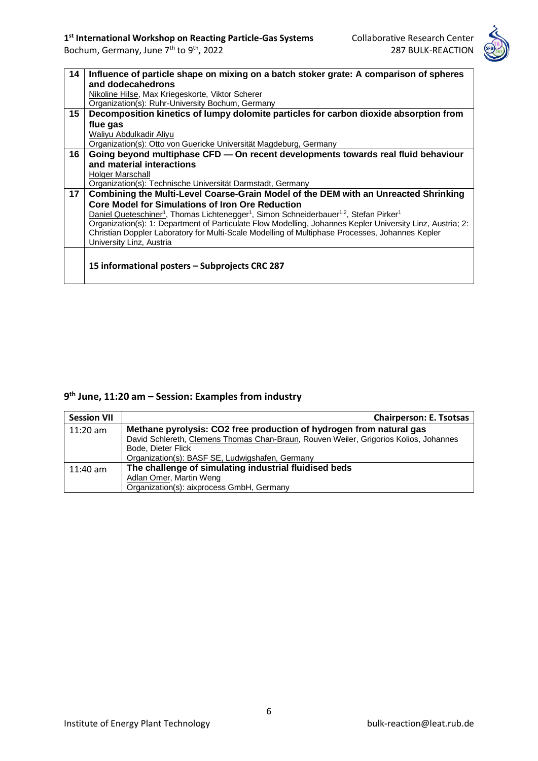| 14 | **Influence of particle shape on mixing on a batch stoker grate: A comparison of spheres and dodecahedrons**<br>Nikoline Hilse, Max Kriegeskorte, Viktor Scherer<br>Organization(s): Ruhr-University Bochum, Germany |
|---|---|
| 15 | **Decomposition kinetics of lumpy dolomite particles for carbon dioxide absorption from flue gas**<br>Waliyu Abdulkadir Aliyu<br>Organization(s): Otto von Guericke Universität Magdeburg, Germany |
| 16 | **Going beyond multiphase CFD — On recent developments towards real fluid behaviour and material interactions**<br>Holger Marschall<br>Organization(s): Technische Universität Darmstadt, Germany |
| 17 | **Combining the Multi-Level Coarse-Grain Model of the DEM with an Unreacted Shrinking Core Model for Simulations of Iron Ore Reduction**<br>Daniel Queteschiner[1], Thomas Lichtenegger[1], Simon Schneiderbauer[1,2], Stefan Pirker[1]<br>Organization(s): 1: Department of Particulate Flow Modelling, Johannes Kepler University Linz, Austria; 2: Christian Doppler Laboratory for Multi-Scale Modelling of Multiphase Processes, Johannes Kepler University Linz, Austria |
| | **15 informational posters – Subprojects CRC 287** |

## 9th June, 11:20 am – Session: Examples from industry

| **Session VII** | **Chairperson: E. Tsotsas** |
|---|---|
| 11:20 am | **Methane pyrolysis: CO2 free production of hydrogen from natural gas**<br>David Schlereth, Clemens Thomas Chan-Braun, Rouven Weiler, Grigorios Kolios, Johannes Bode, Dieter Flick<br>Organization(s): BASF SE, Ludwigshafen, Germany |
| 11:40 am | **The challenge of simulating industrial fluidised beds**<br>Adlan Omer, Martin Weng<br>Organization(s): aixprocess GmbH, Germany |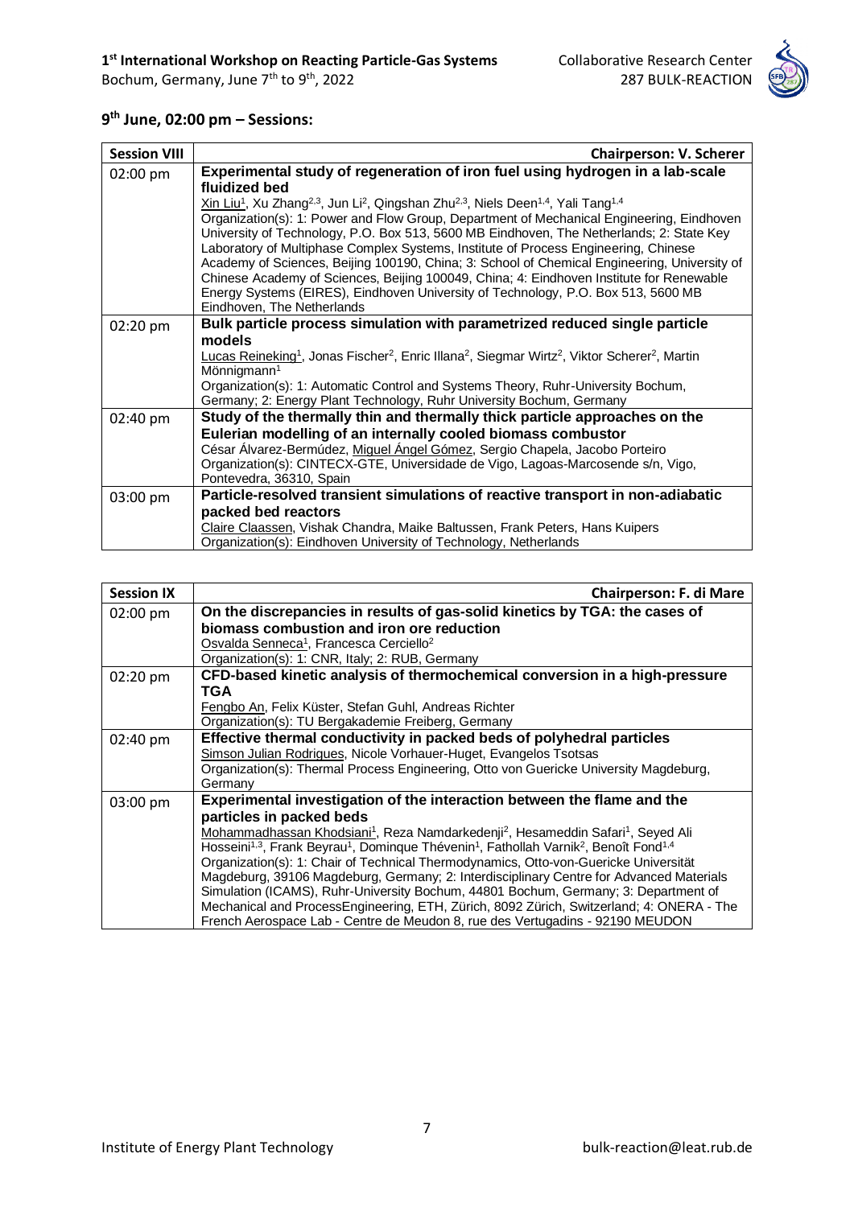## 9th June, 02:00 pm – Sessions:

| Session VIII | Chairperson: V. Scherer |
|---|---|
| 02:00 pm | **Experimental study of regeneration of iron fuel using hydrogen in a lab-scale fluidized bed**<br>Xin Liu[1], Xu Zhang[2,3], Jun Li[2], Qingshan Zhu[2,3], Niels Deen[1,4], Yali Tang[1,4]<br>Organization(s): 1: Power and Flow Group, Department of Mechanical Engineering, Eindhoven University of Technology, P.O. Box 513, 5600 MB Eindhoven, The Netherlands; 2: State Key Laboratory of Multiphase Complex Systems, Institute of Process Engineering, Chinese Academy of Sciences, Beijing 100190, China; 3: School of Chemical Engineering, University of Chinese Academy of Sciences, Beijing 100049, China; 4: Eindhoven Institute for Renewable Energy Systems (EIRES), Eindhoven University of Technology, P.O. Box 513, 5600 MB Eindhoven, The Netherlands |
| 02:20 pm | **Bulk particle process simulation with parametrized reduced single particle models**<br>Lucas Reineking[1], Jonas Fischer[2], Enric Illana[2], Siegmar Wirtz[2], Viktor Scherer[2], Martin Mönnigmann[1]<br>Organization(s): 1: Automatic Control and Systems Theory, Ruhr-University Bochum, Germany; 2: Energy Plant Technology, Ruhr University Bochum, Germany |
| 02:40 pm | **Study of the thermally thin and thermally thick particle approaches on the Eulerian modelling of an internally cooled biomass combustor**<br>César Álvarez-Bermúdez, Miguel Ángel Gómez, Sergio Chapela, Jacobo Porteiro<br>Organization(s): CINTECX-GTE, Universidade de Vigo, Lagoas-Marcosende s/n, Vigo, Pontevedra, 36310, Spain |
| 03:00 pm | **Particle-resolved transient simulations of reactive transport in non-adiabatic packed bed reactors**<br>Claire Claassen, Vishak Chandra, Maike Baltussen, Frank Peters, Hans Kuipers<br>Organization(s): Eindhoven University of Technology, Netherlands |

| Session IX | Chairperson: F. di Mare |
|---|---|
| 02:00 pm | **On the discrepancies in results of gas-solid kinetics by TGA: the cases of biomass combustion and iron ore reduction**<br>Osvalda Senneca[1], Francesca Cerciello[2]<br>Organization(s): 1: CNR, Italy; 2: RUB, Germany |
| 02:20 pm | **CFD-based kinetic analysis of thermochemical conversion in a high-pressure TGA**<br>Fengbo An, Felix Küster, Stefan Guhl, Andreas Richter<br>Organization(s): TU Bergakademie Freiberg, Germany |
| 02:40 pm | **Effective thermal conductivity in packed beds of polyhedral particles**<br>Simson Julian Rodrigues, Nicole Vorhauer-Huget, Evangelos Tsotsas<br>Organization(s): Thermal Process Engineering, Otto von Guericke University Magdeburg, Germany |
| 03:00 pm | **Experimental investigation of the interaction between the flame and the particles in packed beds**<br>Mohammadhassan Khodsiani[1], Reza Namdarkedenji[2], Hesameddin Safari[1], Seyed Ali Hosseini[1,3], Frank Beyrau[1], Dominque Thévenin[1], Fathollah Varnik[2], Benoît Fond[1,4]<br>Organization(s): 1: Chair of Technical Thermodynamics, Otto-von-Guericke Universität Magdeburg, 39106 Magdeburg, Germany; 2: Interdisciplinary Centre for Advanced Materials Simulation (ICAMS), Ruhr-University Bochum, 44801 Bochum, Germany; 3: Department of Mechanical and ProcessEngineering, ETH, Zürich, 8092 Zürich, Switzerland; 4: ONERA - The French Aerospace Lab - Centre de Meudon 8, rue des Vertugadins - 92190 MEUDON |